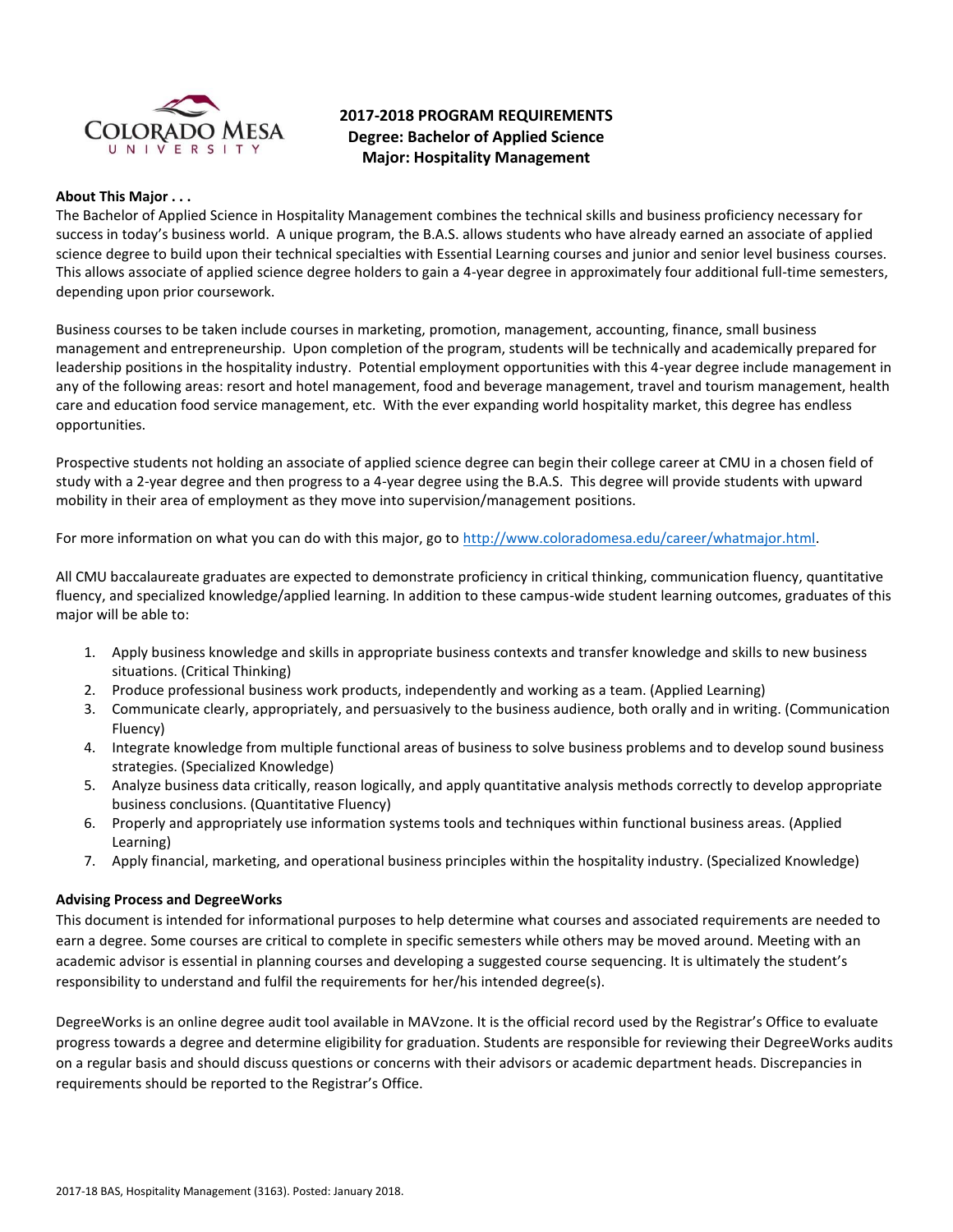# 2017-2018 PROGRAM REQUIREMENTS
## Degree: Bachelor of Applied Science
## Major: Hospitality Management

**About This Major . . .**

The Bachelor of Applied Science in Hospitality Management combines the technical skills and business proficiency necessary for success in today's business world. A unique program, the B.A.S. allows students who have already earned an associate of applied science degree to build upon their technical specialties with Essential Learning courses and junior and senior level business courses. This allows associate of applied science degree holders to gain a 4-year degree in approximately four additional full-time semesters, depending upon prior coursework.

Business courses to be taken include courses in marketing, promotion, management, accounting, finance, small business management and entrepreneurship. Upon completion of the program, students will be technically and academically prepared for leadership positions in the hospitality industry. Potential employment opportunities with this 4-year degree include management in any of the following areas: resort and hotel management, food and beverage management, travel and tourism management, health care and education food service management, etc. With the ever expanding world hospitality market, this degree has endless opportunities.

Prospective students not holding an associate of applied science degree can begin their college career at CMU in a chosen field of study with a 2-year degree and then progress to a 4-year degree using the B.A.S. This degree will provide students with upward mobility in their area of employment as they move into supervision/management positions.

For more information on what you can do with this major, go to http://www.coloradomesa.edu/career/whatmajor.html.

All CMU baccalaureate graduates are expected to demonstrate proficiency in critical thinking, communication fluency, quantitative fluency, and specialized knowledge/applied learning. In addition to these campus-wide student learning outcomes, graduates of this major will be able to:

1. Apply business knowledge and skills in appropriate business contexts and transfer knowledge and skills to new business situations. (Critical Thinking)
2. Produce professional business work products, independently and working as a team. (Applied Learning)
3. Communicate clearly, appropriately, and persuasively to the business audience, both orally and in writing. (Communication Fluency)
4. Integrate knowledge from multiple functional areas of business to solve business problems and to develop sound business strategies. (Specialized Knowledge)
5. Analyze business data critically, reason logically, and apply quantitative analysis methods correctly to develop appropriate business conclusions. (Quantitative Fluency)
6. Properly and appropriately use information systems tools and techniques within functional business areas. (Applied Learning)
7. Apply financial, marketing, and operational business principles within the hospitality industry. (Specialized Knowledge)

**Advising Process and DegreeWorks**

This document is intended for informational purposes to help determine what courses and associated requirements are needed to earn a degree. Some courses are critical to complete in specific semesters while others may be moved around. Meeting with an academic advisor is essential in planning courses and developing a suggested course sequencing. It is ultimately the student's responsibility to understand and fulfil the requirements for her/his intended degree(s).

DegreeWorks is an online degree audit tool available in MAVzone. It is the official record used by the Registrar's Office to evaluate progress towards a degree and determine eligibility for graduation. Students are responsible for reviewing their DegreeWorks audits on a regular basis and should discuss questions or concerns with their advisors or academic department heads. Discrepancies in requirements should be reported to the Registrar's Office.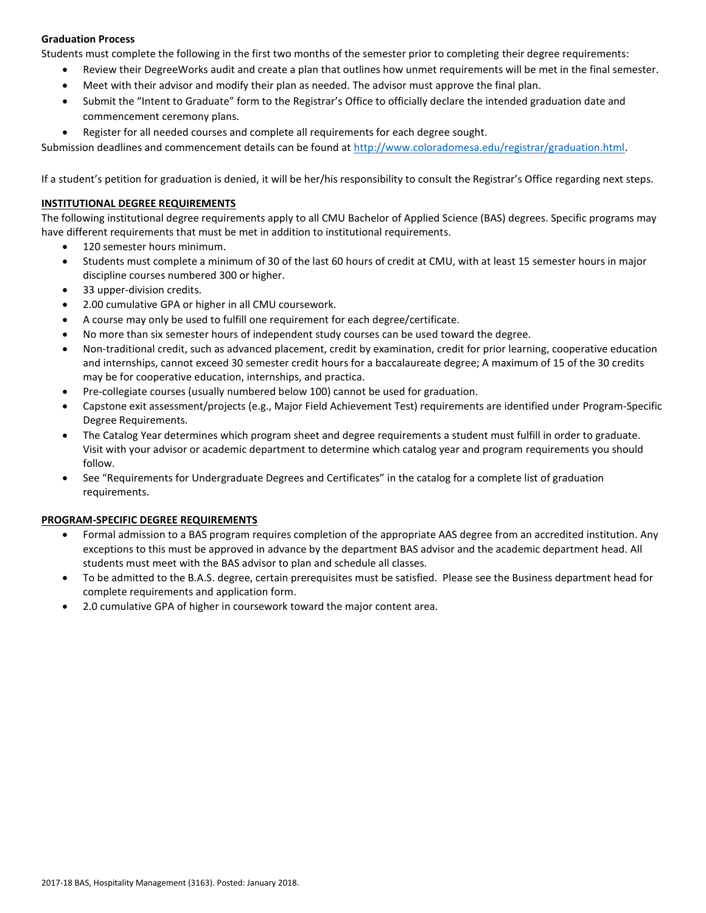**Graduation Process**

Students must complete the following in the first two months of the semester prior to completing their degree requirements:

- Review their DegreeWorks audit and create a plan that outlines how unmet requirements will be met in the final semester.
- Meet with their advisor and modify their plan as needed. The advisor must approve the final plan.
- Submit the "Intent to Graduate" form to the Registrar's Office to officially declare the intended graduation date and commencement ceremony plans.
- Register for all needed courses and complete all requirements for each degree sought.

Submission deadlines and commencement details can be found at http://www.coloradomesa.edu/registrar/graduation.html.

If a student's petition for graduation is denied, it will be her/his responsibility to consult the Registrar's Office regarding next steps.

**INSTITUTIONAL DEGREE REQUIREMENTS**

The following institutional degree requirements apply to all CMU Bachelor of Applied Science (BAS) degrees. Specific programs may have different requirements that must be met in addition to institutional requirements.

- 120 semester hours minimum.
- Students must complete a minimum of 30 of the last 60 hours of credit at CMU, with at least 15 semester hours in major discipline courses numbered 300 or higher.
- 33 upper-division credits.
- 2.00 cumulative GPA or higher in all CMU coursework.
- A course may only be used to fulfill one requirement for each degree/certificate.
- No more than six semester hours of independent study courses can be used toward the degree.
- Non-traditional credit, such as advanced placement, credit by examination, credit for prior learning, cooperative education and internships, cannot exceed 30 semester credit hours for a baccalaureate degree; A maximum of 15 of the 30 credits may be for cooperative education, internships, and practica.
- Pre-collegiate courses (usually numbered below 100) cannot be used for graduation.
- Capstone exit assessment/projects (e.g., Major Field Achievement Test) requirements are identified under Program-Specific Degree Requirements.
- The Catalog Year determines which program sheet and degree requirements a student must fulfill in order to graduate. Visit with your advisor or academic department to determine which catalog year and program requirements you should follow.
- See "Requirements for Undergraduate Degrees and Certificates" in the catalog for a complete list of graduation requirements.

**PROGRAM-SPECIFIC DEGREE REQUIREMENTS**

- Formal admission to a BAS program requires completion of the appropriate AAS degree from an accredited institution. Any exceptions to this must be approved in advance by the department BAS advisor and the academic department head. All students must meet with the BAS advisor to plan and schedule all classes.
- To be admitted to the B.A.S. degree, certain prerequisites must be satisfied. Please see the Business department head for complete requirements and application form.
- 2.0 cumulative GPA of higher in coursework toward the major content area.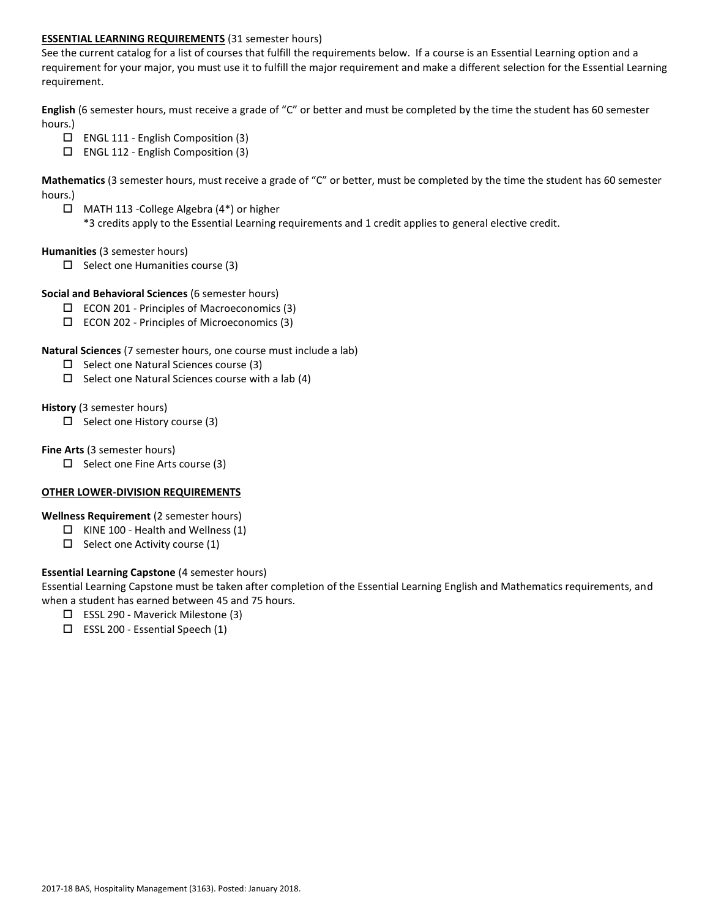**ESSENTIAL LEARNING REQUIREMENTS** (31 semester hours)

See the current catalog for a list of courses that fulfill the requirements below. If a course is an Essential Learning option and a requirement for your major, you must use it to fulfill the major requirement and make a different selection for the Essential Learning requirement.

**English** (6 semester hours, must receive a grade of "C" or better and must be completed by the time the student has 60 semester hours.)

- ☐ ENGL 111 - English Composition (3)
- ☐ ENGL 112 - English Composition (3)

**Mathematics** (3 semester hours, must receive a grade of "C" or better, must be completed by the time the student has 60 semester hours.)

- ☐ MATH 113 -College Algebra (4*) or higher
  *3 credits apply to the Essential Learning requirements and 1 credit applies to general elective credit.

**Humanities** (3 semester hours)

- ☐ Select one Humanities course (3)

**Social and Behavioral Sciences** (6 semester hours)

- ☐ ECON 201 - Principles of Macroeconomics (3)
- ☐ ECON 202 - Principles of Microeconomics (3)

**Natural Sciences** (7 semester hours, one course must include a lab)

- ☐ Select one Natural Sciences course (3)
- ☐ Select one Natural Sciences course with a lab (4)

**History** (3 semester hours)

- ☐ Select one History course (3)

**Fine Arts** (3 semester hours)

- ☐ Select one Fine Arts course (3)

**OTHER LOWER-DIVISION REQUIREMENTS**

**Wellness Requirement** (2 semester hours)

- ☐ KINE 100 - Health and Wellness (1)
- ☐ Select one Activity course (1)

**Essential Learning Capstone** (4 semester hours)

Essential Learning Capstone must be taken after completion of the Essential Learning English and Mathematics requirements, and when a student has earned between 45 and 75 hours.

- ☐ ESSL 290 - Maverick Milestone (3)
- ☐ ESSL 200 - Essential Speech (1)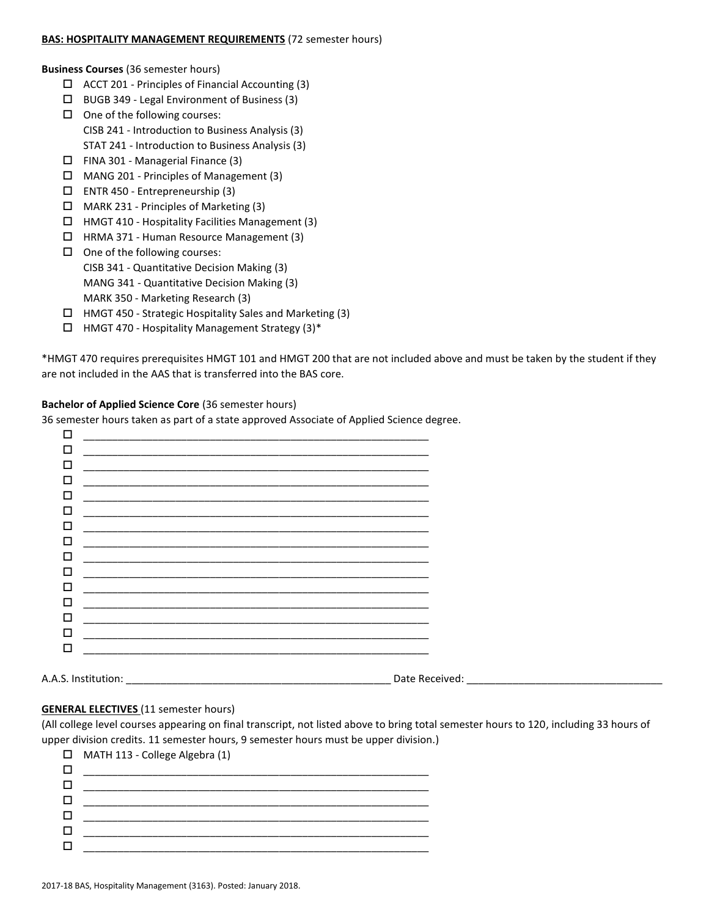**BAS: HOSPITALITY MANAGEMENT REQUIREMENTS** (72 semester hours)

**Business Courses** (36 semester hours)

- ☐ ACCT 201 - Principles of Financial Accounting (3)
- ☐ BUGB 349 - Legal Environment of Business (3)
- ☐ One of the following courses:
  CISB 241 - Introduction to Business Analysis (3)
  STAT 241 - Introduction to Business Analysis (3)
- ☐ FINA 301 - Managerial Finance (3)
- ☐ MANG 201 - Principles of Management (3)
- ☐ ENTR 450 - Entrepreneurship (3)
- ☐ MARK 231 - Principles of Marketing (3)
- ☐ HMGT 410 - Hospitality Facilities Management (3)
- ☐ HRMA 371 - Human Resource Management (3)
- ☐ One of the following courses:
  CISB 341 - Quantitative Decision Making (3)
  MANG 341 - Quantitative Decision Making (3)
  MARK 350 - Marketing Research (3)
- ☐ HMGT 450 - Strategic Hospitality Sales and Marketing (3)
- ☐ HMGT 470 - Hospitality Management Strategy (3)*

*HMGT 470 requires prerequisites HMGT 101 and HMGT 200 that are not included above and must be taken by the student if they are not included in the AAS that is transferred into the BAS core.

**Bachelor of Applied Science Core** (36 semester hours)

36 semester hours taken as part of a state approved Associate of Applied Science degree.

- ☐ ____________________________________________________________
- ☐ ____________________________________________________________
- ☐ ____________________________________________________________
- ☐ ____________________________________________________________
- ☐ ____________________________________________________________
- ☐ ____________________________________________________________
- ☐ ____________________________________________________________
- ☐ ____________________________________________________________
- ☐ ____________________________________________________________
- ☐ ____________________________________________________________
- ☐ ____________________________________________________________
- ☐ ____________________________________________________________
- ☐ ____________________________________________________________
- ☐ ____________________________________________________________
- ☐ ____________________________________________________________

A.A.S. Institution: ______________________________________________ Date Received: __________________________________

**GENERAL ELECTIVES** (11 semester hours)

(All college level courses appearing on final transcript, not listed above to bring total semester hours to 120, including 33 hours of upper division credits. 11 semester hours, 9 semester hours must be upper division.)

- ☐ MATH 113 - College Algebra (1)
- ☐ ____________________________________________________________
- ☐ ____________________________________________________________
- ☐ ____________________________________________________________
- ☐ ____________________________________________________________
- ☐ ____________________________________________________________
- ☐ ____________________________________________________________

2017-18 BAS, Hospitality Management (3163). Posted: January 2018.